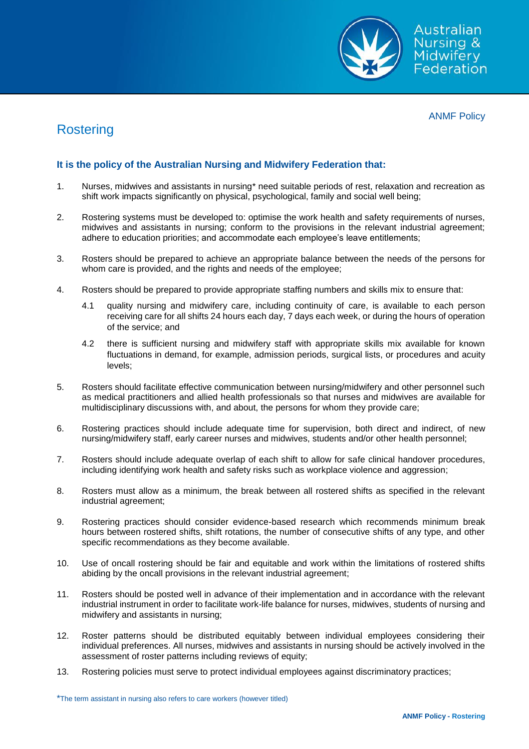ANMF Policy

# Rostering

**It is the policy of the Australian Nursing and Midwifery Federation that:**

1. Nurses, midwives and assistants in nursing* need suitable periods of rest, relaxation and recreation as shift work impacts significantly on physical, psychological, family and social well being;

2. Rostering systems must be developed to: optimise the work health and safety requirements of nurses, midwives and assistants in nursing; conform to the provisions in the relevant industrial agreement; adhere to education priorities; and accommodate each employee's leave entitlements;

3. Rosters should be prepared to achieve an appropriate balance between the needs of the persons for whom care is provided, and the rights and needs of the employee;

4. Rosters should be prepared to provide appropriate staffing numbers and skills mix to ensure that:

   4.1 quality nursing and midwifery care, including continuity of care, is available to each person receiving care for all shifts 24 hours each day, 7 days each week, or during the hours of operation of the service; and

   4.2 there is sufficient nursing and midwifery staff with appropriate skills mix available for known fluctuations in demand, for example, admission periods, surgical lists, or procedures and acuity levels;

5. Rosters should facilitate effective communication between nursing/midwifery and other personnel such as medical practitioners and allied health professionals so that nurses and midwives are available for multidisciplinary discussions with, and about, the persons for whom they provide care;

6. Rostering practices should include adequate time for supervision, both direct and indirect, of new nursing/midwifery staff, early career nurses and midwives, students and/or other health personnel;

7. Rosters should include adequate overlap of each shift to allow for safe clinical handover procedures, including identifying work health and safety risks such as workplace violence and aggression;

8. Rosters must allow as a minimum, the break between all rostered shifts as specified in the relevant industrial agreement;

9. Rostering practices should consider evidence-based research which recommends minimum break hours between rostered shifts, shift rotations, the number of consecutive shifts of any type, and other specific recommendations as they become available.

10. Use of oncall rostering should be fair and equitable and work within the limitations of rostered shifts abiding by the oncall provisions in the relevant industrial agreement;

11. Rosters should be posted well in advance of their implementation and in accordance with the relevant industrial instrument in order to facilitate work-life balance for nurses, midwives, students of nursing and midwifery and assistants in nursing;

12. Roster patterns should be distributed equitably between individual employees considering their individual preferences. All nurses, midwives and assistants in nursing should be actively involved in the assessment of roster patterns including reviews of equity;

13. Rostering policies must serve to protect individual employees against discriminatory practices;

*The term assistant in nursing also refers to care workers (however titled)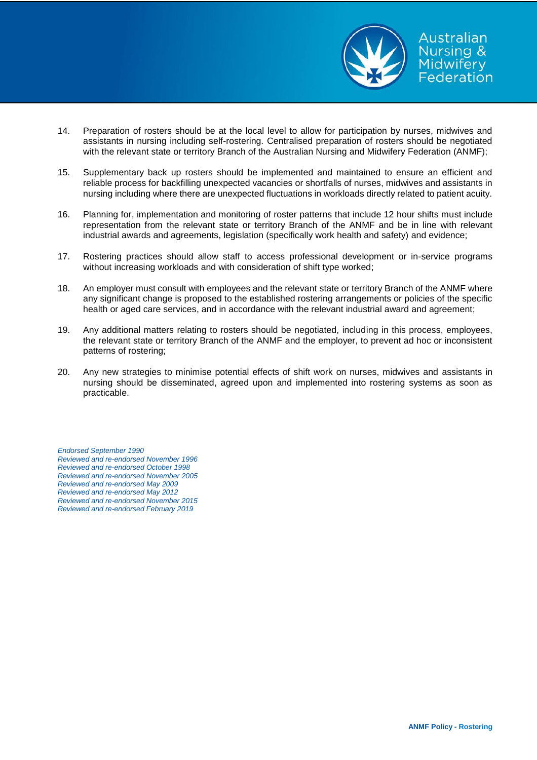14. Preparation of rosters should be at the local level to allow for participation by nurses, midwives and assistants in nursing including self-rostering. Centralised preparation of rosters should be negotiated with the relevant state or territory Branch of the Australian Nursing and Midwifery Federation (ANMF);

15. Supplementary back up rosters should be implemented and maintained to ensure an efficient and reliable process for backfilling unexpected vacancies or shortfalls of nurses, midwives and assistants in nursing including where there are unexpected fluctuations in workloads directly related to patient acuity.

16. Planning for, implementation and monitoring of roster patterns that include 12 hour shifts must include representation from the relevant state or territory Branch of the ANMF and be in line with relevant industrial awards and agreements, legislation (specifically work health and safety) and evidence;

17. Rostering practices should allow staff to access professional development or in-service programs without increasing workloads and with consideration of shift type worked;

18. An employer must consult with employees and the relevant state or territory Branch of the ANMF where any significant change is proposed to the established rostering arrangements or policies of the specific health or aged care services, and in accordance with the relevant industrial award and agreement;

19. Any additional matters relating to rosters should be negotiated, including in this process, employees, the relevant state or territory Branch of the ANMF and the employer, to prevent ad hoc or inconsistent patterns of rostering;

20. Any new strategies to minimise potential effects of shift work on nurses, midwives and assistants in nursing should be disseminated, agreed upon and implemented into rostering systems as soon as practicable.

*Endorsed September 1990*
*Reviewed and re-endorsed November 1996*
*Reviewed and re-endorsed October 1998*
*Reviewed and re-endorsed November 2005*
*Reviewed and re-endorsed May 2009*
*Reviewed and re-endorsed May 2012*
*Reviewed and re-endorsed November 2015*
*Reviewed and re-endorsed February 2019*